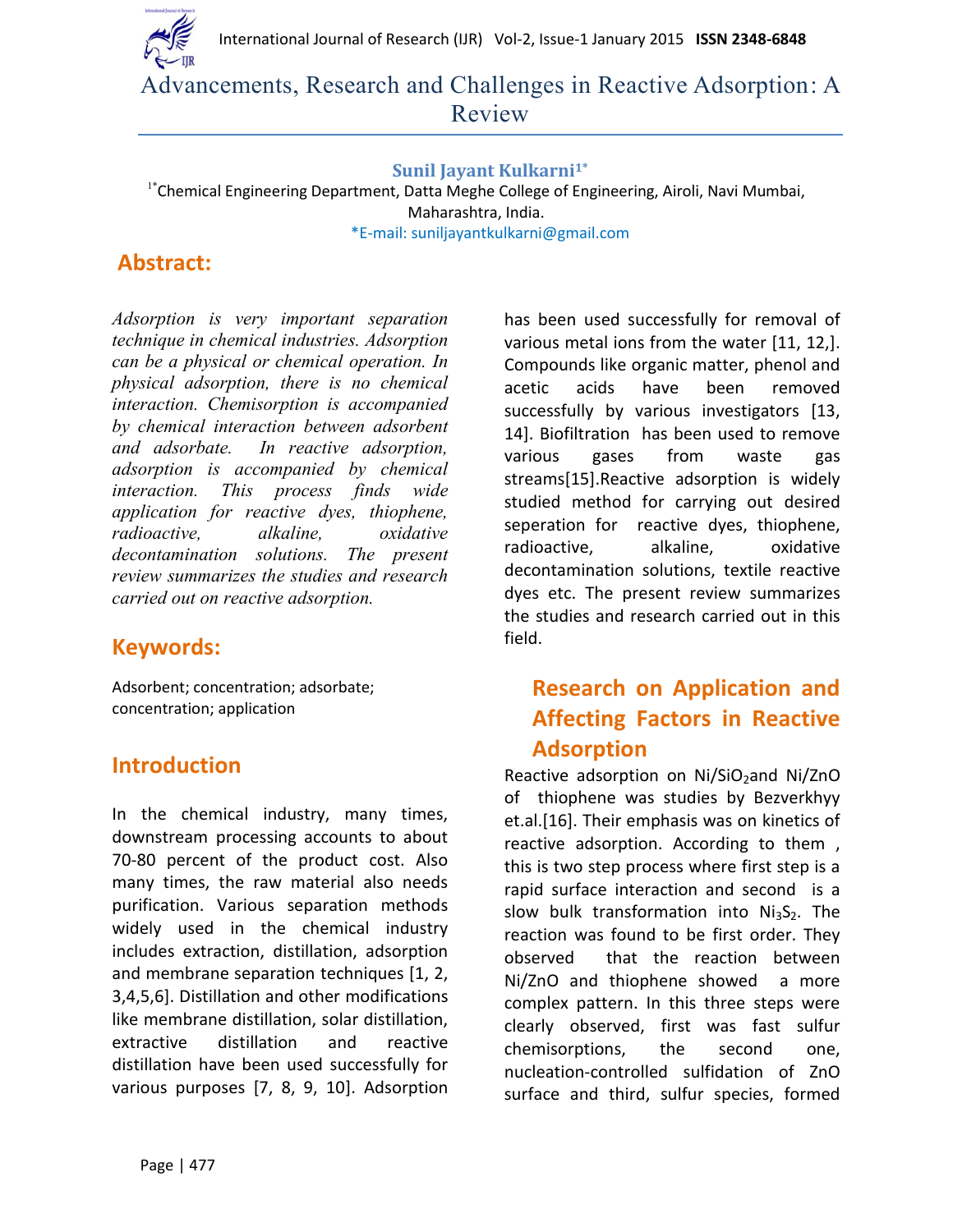# Advancements, Research and Challenges in Reactive Adsorption: A Review

**Sunil Jayant Kulkarni[1*]**

[1*]Chemical Engineering Department, Datta Meghe College of Engineering, Airoli, Navi Mumbai, Maharashtra, India.

*E-mail: suniljayantkulkarni@gmail.com

## Abstract:

*Adsorption is very important separation technique in chemical industries. Adsorption can be a physical or chemical operation. In physical adsorption, there is no chemical interaction. Chemisorption is accompanied by chemical interaction between adsorbent and adsorbate. In reactive adsorption, adsorption is accompanied by chemical interaction. This process finds wide application for reactive dyes, thiophene, radioactive, alkaline, oxidative decontamination solutions. The present review summarizes the studies and research carried out on reactive adsorption.*

## Keywords:

Adsorbent; concentration; adsorbate; concentration; application

## Introduction

In the chemical industry, many times, downstream processing accounts to about 70-80 percent of the product cost. Also many times, the raw material also needs purification. Various separation methods widely used in the chemical industry includes extraction, distillation, adsorption and membrane separation techniques [1, 2, 3,4,5,6]. Distillation and other modifications like membrane distillation, solar distillation, extractive distillation and reactive distillation have been used successfully for various purposes [7, 8, 9, 10]. Adsorption has been used successfully for removal of various metal ions from the water [11, 12,]. Compounds like organic matter, phenol and acetic acids have been removed successfully by various investigators [13, 14]. Biofiltration has been used to remove various gases from waste gas streams[15].Reactive adsorption is widely studied method for carrying out desired seperation for reactive dyes, thiophene, radioactive, alkaline, oxidative decontamination solutions, textile reactive dyes etc. The present review summarizes the studies and research carried out in this field.

## Research on Application and Affecting Factors in Reactive Adsorption

Reactive adsorption on $Ni/SiO_2$and $Ni/ZnO$ of thiophene was studies by Bezverkhyy et.al.[16]. Their emphasis was on kinetics of reactive adsorption. According to them , this is two step process where first step is a rapid surface interaction and second is a slow bulk transformation into $Ni_3S_2$. The reaction was found to be first order. They observed that the reaction between Ni/ZnO and thiophene showed a more complex pattern. In this three steps were clearly observed, first was fast sulfur chemisorptions, the second one, nucleation-controlled sulfidation of ZnO surface and third, sulfur species, formed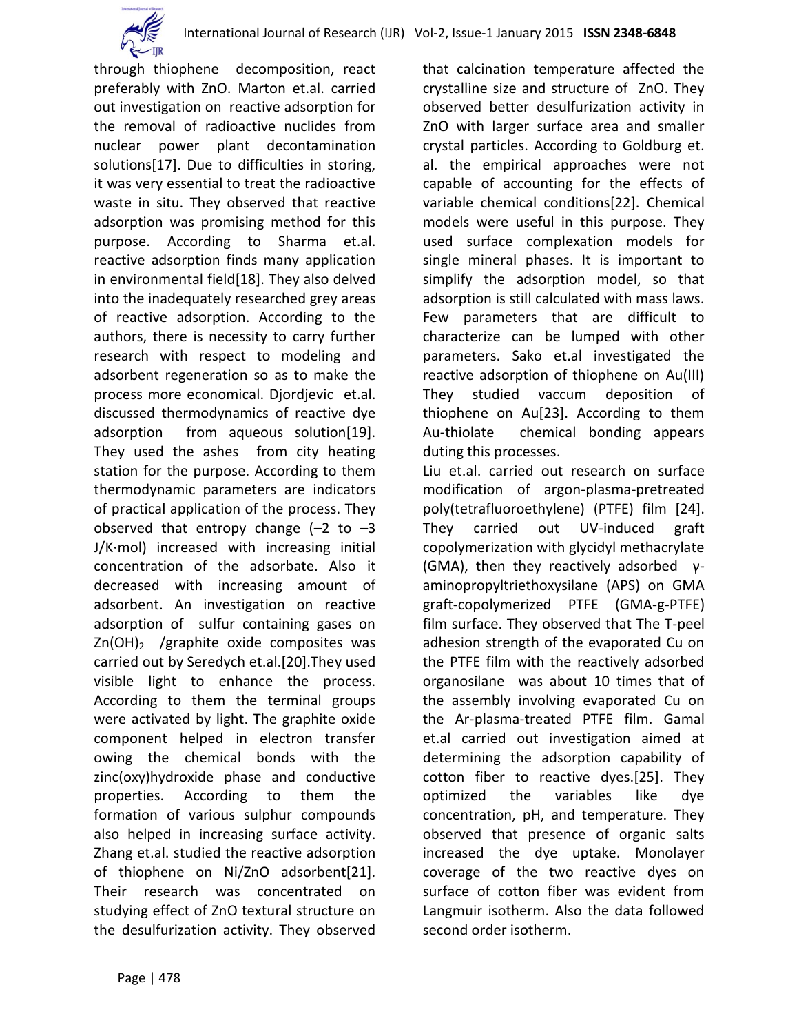through thiophene decomposition, react preferably with ZnO. Marton et.al. carried out investigation on reactive adsorption for the removal of radioactive nuclides from nuclear power plant decontamination solutions[17]. Due to difficulties in storing, it was very essential to treat the radioactive waste in situ. They observed that reactive adsorption was promising method for this purpose. According to Sharma et.al. reactive adsorption finds many application in environmental field[18]. They also delved into the inadequately researched grey areas of reactive adsorption. According to the authors, there is necessity to carry further research with respect to modeling and adsorbent regeneration so as to make the process more economical. Djordjevic et.al. discussed thermodynamics of reactive dye adsorption from aqueous solution[19]. They used the ashes from city heating station for the purpose. According to them thermodynamic parameters are indicators of practical application of the process. They observed that entropy change (–2 to –3 J/K·mol) increased with increasing initial concentration of the adsorbate. Also it decreased with increasing amount of adsorbent. An investigation on reactive adsorption of sulfur containing gases on $Zn(OH)_2$ /graphite oxide composites was carried out by Seredych et.al.[20].They used visible light to enhance the process. According to them the terminal groups were activated by light. The graphite oxide component helped in electron transfer owing the chemical bonds with the zinc(oxy)hydroxide phase and conductive properties. According to them the formation of various sulphur compounds also helped in increasing surface activity. Zhang et.al. studied the reactive adsorption of thiophene on Ni/ZnO adsorbent[21]. Their research was concentrated on studying effect of ZnO textural structure on the desulfurization activity. They observed that calcination temperature affected the crystalline size and structure of ZnO. They observed better desulfurization activity in ZnO with larger surface area and smaller crystal particles. According to Goldburg et. al. the empirical approaches were not capable of accounting for the effects of variable chemical conditions[22]. Chemical models were useful in this purpose. They used surface complexation models for single mineral phases. It is important to simplify the adsorption model, so that adsorption is still calculated with mass laws. Few parameters that are difficult to characterize can be lumped with other parameters. Sako et.al investigated the reactive adsorption of thiophene on Au(III) They studied vaccum deposition of thiophene on Au[23]. According to them Au-thiolate chemical bonding appears duting this processes.

Liu et.al. carried out research on surface modification of argon-plasma-pretreated poly(tetrafluoroethylene) (PTFE) film [24]. They carried out UV-induced graft copolymerization with glycidyl methacrylate (GMA), then they reactively adsorbed γ-aminopropyltriethoxysilane (APS) on GMA graft-copolymerized PTFE (GMA-g-PTFE) film surface. They observed that The T-peel adhesion strength of the evaporated Cu on the PTFE film with the reactively adsorbed organosilane was about 10 times that of the assembly involving evaporated Cu on the Ar-plasma-treated PTFE film. Gamal et.al carried out investigation aimed at determining the adsorption capability of cotton fiber to reactive dyes.[25]. They optimized the variables like dye concentration, pH, and temperature. They observed that presence of organic salts increased the dye uptake. Monolayer coverage of the two reactive dyes on surface of cotton fiber was evident from Langmuir isotherm. Also the data followed second order isotherm.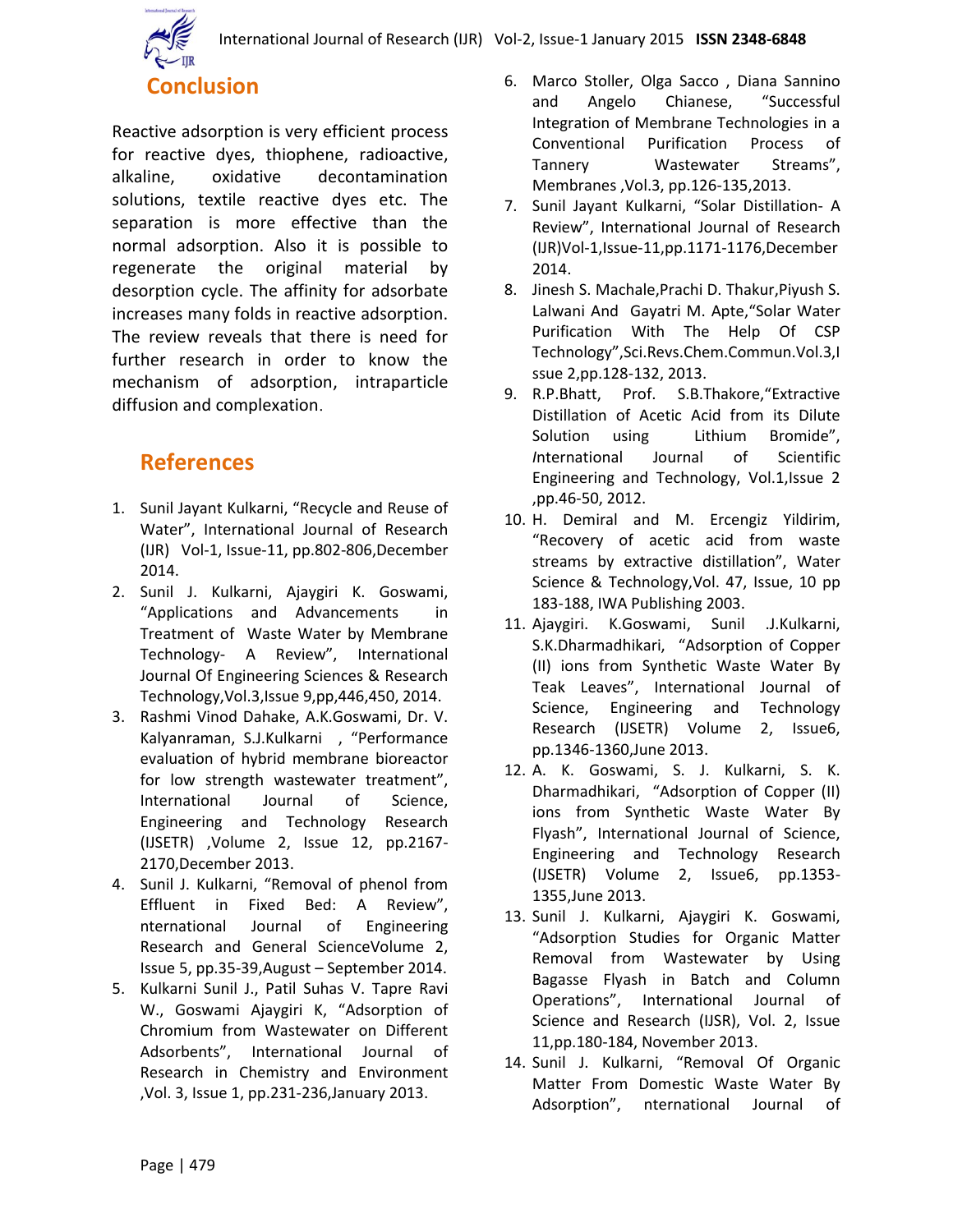## Conclusion

Reactive adsorption is very efficient process for reactive dyes, thiophene, radioactive, alkaline, oxidative decontamination solutions, textile reactive dyes etc. The separation is more effective than the normal adsorption. Also it is possible to regenerate the original material by desorption cycle. The affinity for adsorbate increases many folds in reactive adsorption. The review reveals that there is need for further research in order to know the mechanism of adsorption, intraparticle diffusion and complexation.

## References

1. Sunil Jayant Kulkarni, "Recycle and Reuse of Water", International Journal of Research (IJR) Vol-1, Issue-11, pp.802-806,December 2014.
2. Sunil J. Kulkarni, Ajaygiri K. Goswami, "Applications and Advancements in Treatment of Waste Water by Membrane Technology- A Review", International Journal Of Engineering Sciences & Research Technology,Vol.3,Issue 9,pp,446,450, 2014.
3. Rashmi Vinod Dahake, A.K.Goswami, Dr. V. Kalyanraman, S.J.Kulkarni , "Performance evaluation of hybrid membrane bioreactor for low strength wastewater treatment", International Journal of Science, Engineering and Technology Research (IJSETR) ,Volume 2, Issue 12, pp.2167-2170,December 2013.
4. Sunil J. Kulkarni, "Removal of phenol from Effluent in Fixed Bed: A Review", nternational Journal of Engineering Research and General ScienceVolume 2, Issue 5, pp.35-39,August – September 2014.
5. Kulkarni Sunil J., Patil Suhas V. Tapre Ravi W., Goswami Ajaygiri K, "Adsorption of Chromium from Wastewater on Different Adsorbents", International Journal of Research in Chemistry and Environment ,Vol. 3, Issue 1, pp.231-236,January 2013.
6. Marco Stoller, Olga Sacco , Diana Sannino and Angelo Chianese, "Successful Integration of Membrane Technologies in a Conventional Purification Process of Tannery Wastewater Streams", Membranes ,Vol.3, pp.126-135,2013.
7. Sunil Jayant Kulkarni, "Solar Distillation- A Review", International Journal of Research (IJR)Vol-1,Issue-11,pp.1171-1176,December 2014.
8. Jinesh S. Machale,Prachi D. Thakur,Piyush S. Lalwani And Gayatri M. Apte,"Solar Water Purification With The Help Of CSP Technology",Sci.Revs.Chem.Commun.Vol.3,Issue 2,pp.128-132, 2013.
9. R.P.Bhatt, Prof. S.B.Thakore,"Extractive Distillation of Acetic Acid from its Dilute Solution using Lithium Bromide", *I*nternational Journal of Scientific Engineering and Technology, Vol.1,Issue 2 ,pp.46-50, 2012.
10. H. Demiral and M. Ercengiz Yildirim, "Recovery of acetic acid from waste streams by extractive distillation", Water Science & Technology,Vol. 47, Issue, 10 pp 183-188, IWA Publishing 2003.
11. Ajaygiri. K.Goswami, Sunil .J.Kulkarni, S.K.Dharmadhikari, "Adsorption of Copper (II) ions from Synthetic Waste Water By Teak Leaves", International Journal of Science, Engineering and Technology Research (IJSETR) Volume 2, Issue6, pp.1346-1360,June 2013.
12. A. K. Goswami, S. J. Kulkarni, S. K. Dharmadhikari, "Adsorption of Copper (II) ions from Synthetic Waste Water By Flyash", International Journal of Science, Engineering and Technology Research (IJSETR) Volume 2, Issue6, pp.1353-1355,June 2013.
13. Sunil J. Kulkarni, Ajaygiri K. Goswami, "Adsorption Studies for Organic Matter Removal from Wastewater by Using Bagasse Flyash in Batch and Column Operations", International Journal of Science and Research (IJSR), Vol. 2, Issue 11,pp.180-184, November 2013.
14. Sunil J. Kulkarni, "Removal Of Organic Matter From Domestic Waste Water By Adsorption", nternational Journal of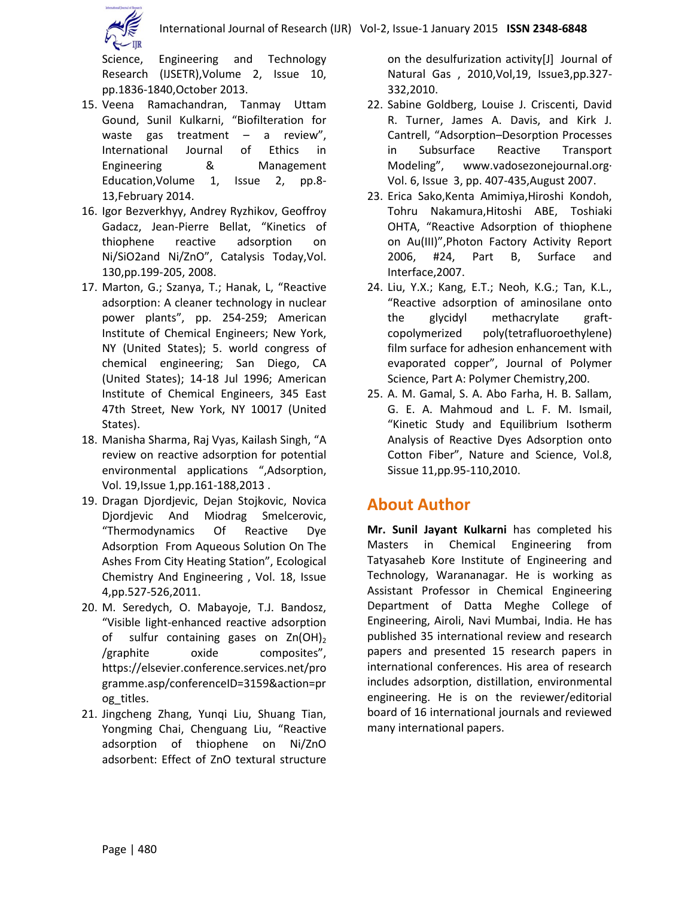Science, Engineering and Technology Research (IJSETR),Volume 2, Issue 10, pp.1836-1840,October 2013.

15. Veena Ramachandran, Tanmay Uttam Gound, Sunil Kulkarni, “Biofilteration for waste gas treatment – a review”, International Journal of Ethics in Engineering & Management Education,Volume 1, Issue 2, pp.8-13,February 2014.
16. Igor Bezverkhyy, Andrey Ryzhikov, Geoffroy Gadacz, Jean-Pierre Bellat, “Kinetics of thiophene reactive adsorption on Ni/SiO2and Ni/ZnO”, Catalysis Today,Vol. 130,pp.199-205, 2008.
17. Marton, G.; Szanya, T.; Hanak, L, “Reactive adsorption: A cleaner technology in nuclear power plants”, pp. 254-259; American Institute of Chemical Engineers; New York, NY (United States); 5. world congress of chemical engineering; San Diego, CA (United States); 14-18 Jul 1996; American Institute of Chemical Engineers, 345 East 47th Street, New York, NY 10017 (United States).
18. Manisha Sharma, Raj Vyas, Kailash Singh, “A review on reactive adsorption for potential environmental applications ",Adsorption, Vol. 19,Issue 1,pp.161-188,2013 .
19. Dragan Djordjevic, Dejan Stojkovic, Novica Djordjevic And Miodrag Smelcerovic, “Thermodynamics Of Reactive Dye Adsorption From Aqueous Solution On The Ashes From City Heating Station”, Ecological Chemistry And Engineering , Vol. 18, Issue 4,pp.527-526,2011.
20. M. Seredych, O. Mabayoje, T.J. Bandosz, “Visible light-enhanced reactive adsorption of sulfur containing gases on $Zn(OH)_2$ /graphite oxide composites”, https://elsevier.conference.services.net/programme.asp/conferenceID=3159&action=prog_titles.
21. Jingcheng Zhang, Yunqi Liu, Shuang Tian, Yongming Chai, Chenguang Liu, “Reactive adsorption of thiophene on Ni/ZnO adsorbent: Effect of ZnO textural structure on the desulfurization activity[J] Journal of Natural Gas , 2010,Vol,19, Issue3,pp.327-332,2010.
22. Sabine Goldberg, Louise J. Criscenti, David R. Turner, James A. Davis, and Kirk J. Cantrell, “Adsorption–Desorption Processes in Subsurface Reactive Transport Modeling”, www.vadosezonejournal.org· Vol. 6, Issue 3, pp. 407-435,August 2007.
23. Erica Sako,Kenta Amimiya,Hiroshi Kondoh, Tohru Nakamura,Hitoshi ABE, Toshiaki OHTA, “Reactive Adsorption of thiophene on Au(III)",Photon Factory Activity Report 2006, #24, Part B, Surface and Interface,2007.
24. Liu, Y.X.; Kang, E.T.; Neoh, K.G.; Tan, K.L., “Reactive adsorption of aminosilane onto the glycidyl methacrylate graft-copolymerized poly(tetrafluoroethylene) film surface for adhesion enhancement with evaporated copper”, Journal of Polymer Science, Part A: Polymer Chemistry,200.
25. A. M. Gamal, S. A. Abo Farha, H. B. Sallam, G. E. A. Mahmoud and L. F. M. Ismail, “Kinetic Study and Equilibrium Isotherm Analysis of Reactive Dyes Adsorption onto Cotton Fiber”, Nature and Science, Vol.8, Sissue 11,pp.95-110,2010.

## About Author

**Mr. Sunil Jayant Kulkarni** has completed his Masters in Chemical Engineering from Tatyasaheb Kore Institute of Engineering and Technology, Warananagar. He is working as Assistant Professor in Chemical Engineering Department of Datta Meghe College of Engineering, Airoli, Navi Mumbai, India. He has published 35 international review and research papers and presented 15 research papers in international conferences. His area of research includes adsorption, distillation, environmental engineering. He is on the reviewer/editorial board of 16 international journals and reviewed many international papers.